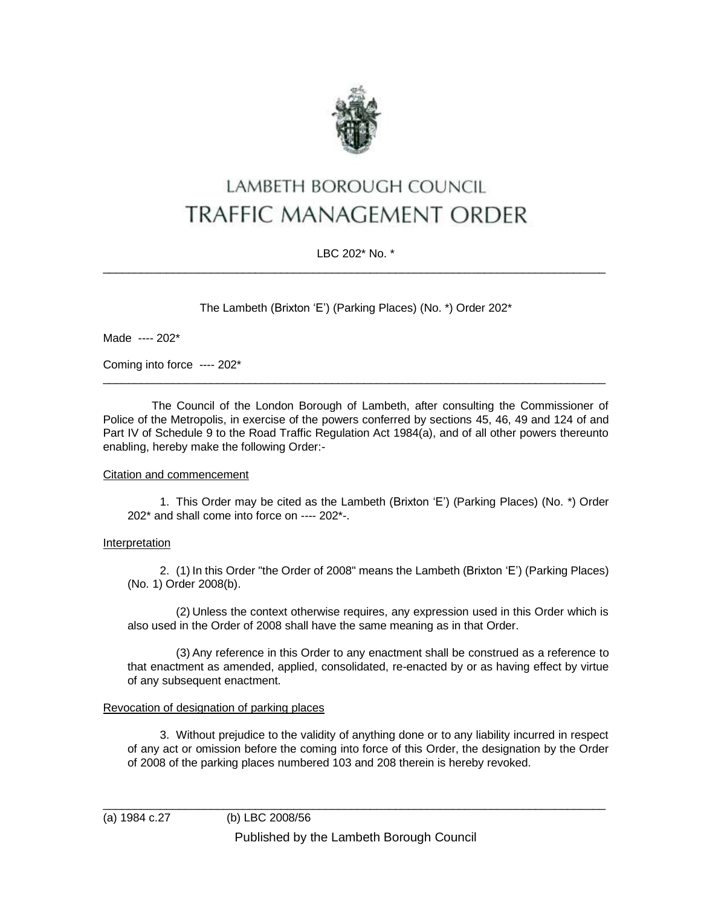# LAMBETH BOROUGH COUNCIL
# TRAFFIC MANAGEMENT ORDER

LBC 202* No. *

---

The Lambeth (Brixton 'E') (Parking Places) (No. *) Order 202*

Made ---- 202*

Coming into force ---- 202*

---

The Council of the London Borough of Lambeth, after consulting the Commissioner of Police of the Metropolis, in exercise of the powers conferred by sections 45, 46, 49 and 124 of and Part IV of Schedule 9 to the Road Traffic Regulation Act 1984(a), and of all other powers thereunto enabling, hereby make the following Order:-

Citation and commencement

1. This Order may be cited as the Lambeth (Brixton 'E') (Parking Places) (No. *) Order 202* and shall come into force on ---- 202*-.

Interpretation

2. (1) In this Order "the Order of 2008" means the Lambeth (Brixton 'E') (Parking Places) (No. 1) Order 2008(b).

(2) Unless the context otherwise requires, any expression used in this Order which is also used in the Order of 2008 shall have the same meaning as in that Order.

(3) Any reference in this Order to any enactment shall be construed as a reference to that enactment as amended, applied, consolidated, re-enacted by or as having effect by virtue of any subsequent enactment.

Revocation of designation of parking places

3. Without prejudice to the validity of anything done or to any liability incurred in respect of any act or omission before the coming into force of this Order, the designation by the Order of 2008 of the parking places numbered 103 and 208 therein is hereby revoked.

---

(a) 1984 c.27 (b) LBC 2008/56

Published by the Lambeth Borough Council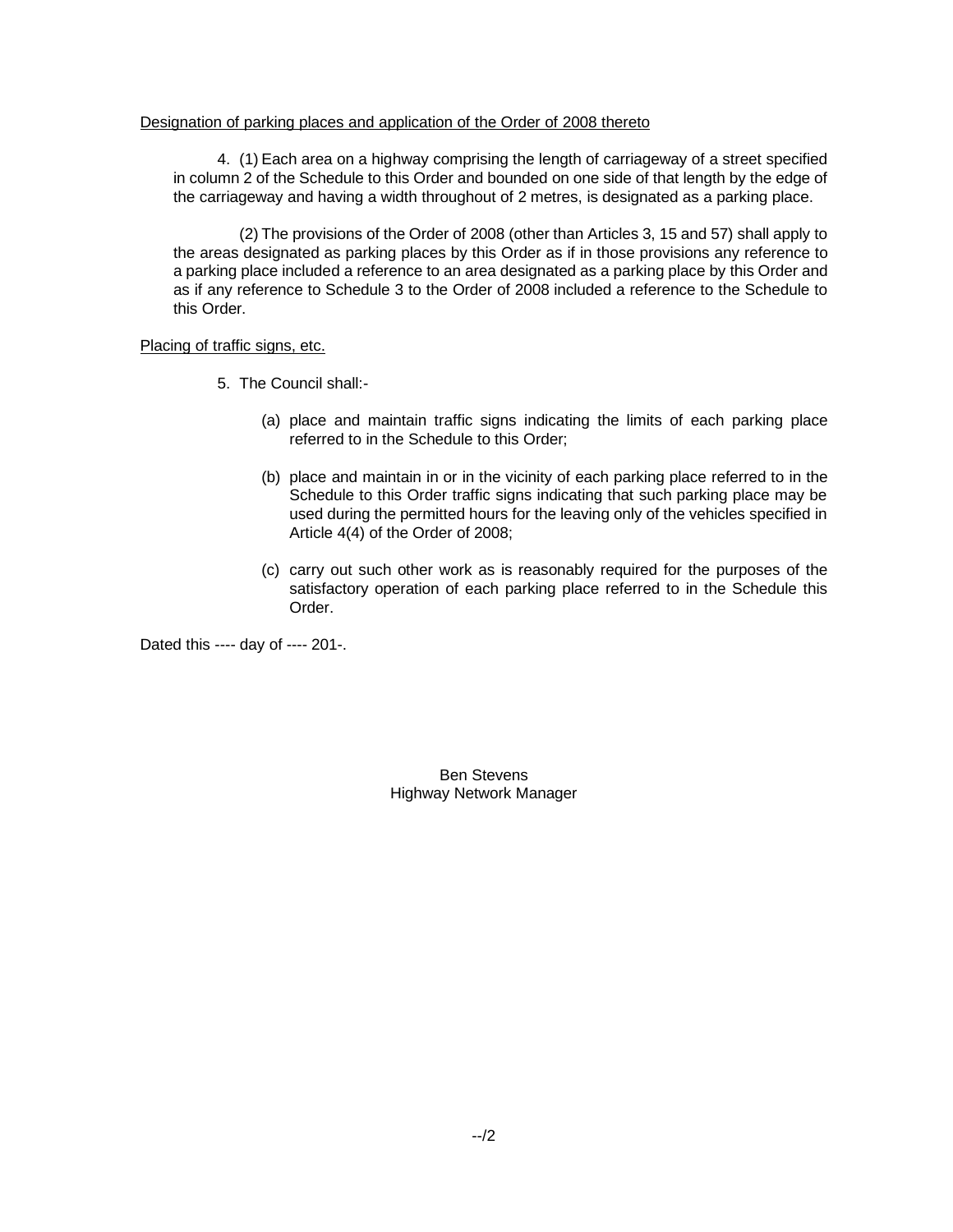<u>Designation of parking places and application of the Order of 2008 thereto</u>

4. (1) Each area on a highway comprising the length of carriageway of a street specified in column 2 of the Schedule to this Order and bounded on one side of that length by the edge of the carriageway and having a width throughout of 2 metres, is designated as a parking place.

(2) The provisions of the Order of 2008 (other than Articles 3, 15 and 57) shall apply to the areas designated as parking places by this Order as if in those provisions any reference to a parking place included a reference to an area designated as a parking place by this Order and as if any reference to Schedule 3 to the Order of 2008 included a reference to the Schedule to this Order.

<u>Placing of traffic signs, etc.</u>

5. The Council shall:-

(a) place and maintain traffic signs indicating the limits of each parking place referred to in the Schedule to this Order;

(b) place and maintain in or in the vicinity of each parking place referred to in the Schedule to this Order traffic signs indicating that such parking place may be used during the permitted hours for the leaving only of the vehicles specified in Article 4(4) of the Order of 2008;

(c) carry out such other work as is reasonably required for the purposes of the satisfactory operation of each parking place referred to in the Schedule this Order.

Dated this ---- day of ---- 201-.

Ben Stevens
Highway Network Manager

--/2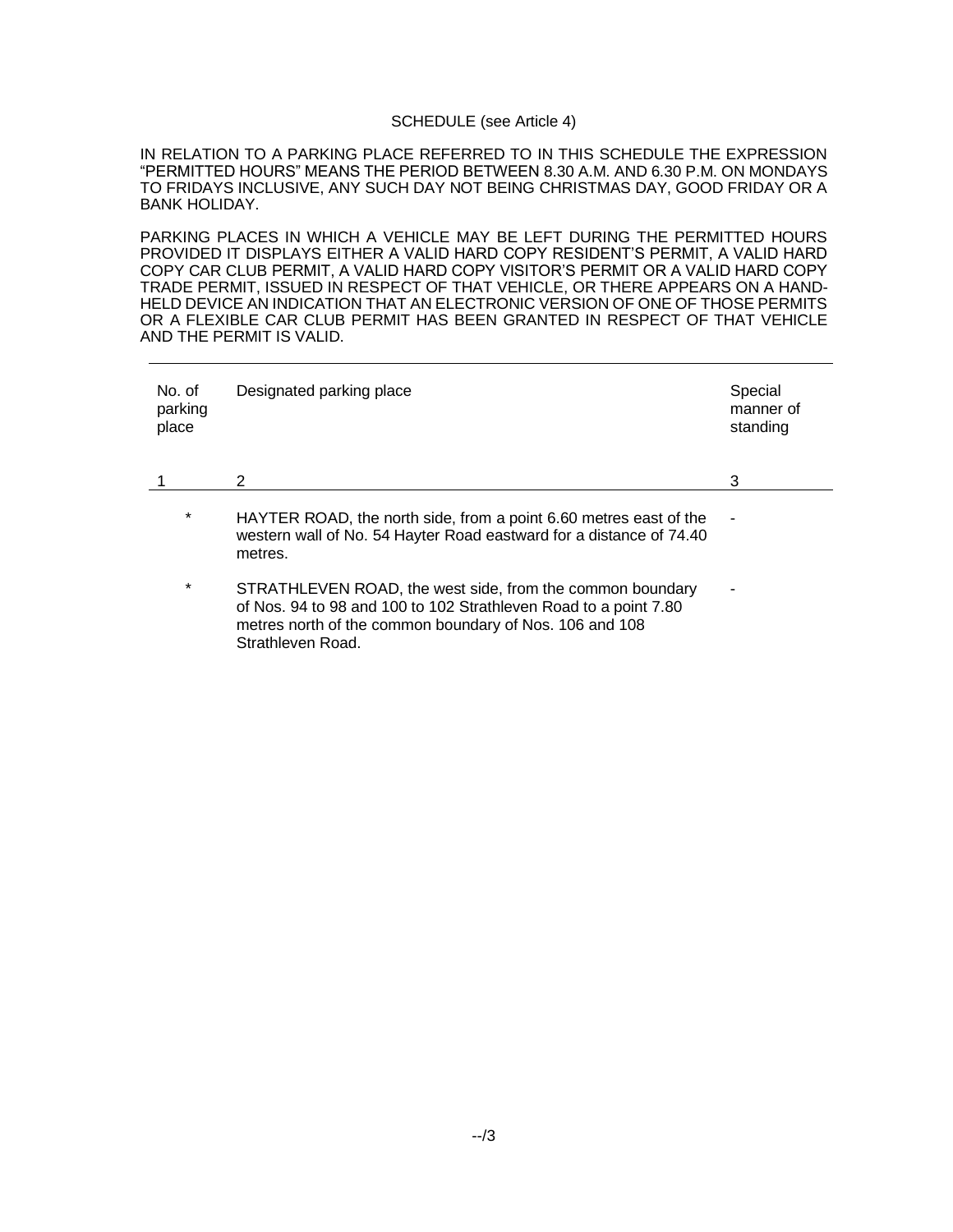SCHEDULE (see Article 4)

IN RELATION TO A PARKING PLACE REFERRED TO IN THIS SCHEDULE THE EXPRESSION "PERMITTED HOURS" MEANS THE PERIOD BETWEEN 8.30 A.M. AND 6.30 P.M. ON MONDAYS TO FRIDAYS INCLUSIVE, ANY SUCH DAY NOT BEING CHRISTMAS DAY, GOOD FRIDAY OR A BANK HOLIDAY.

PARKING PLACES IN WHICH A VEHICLE MAY BE LEFT DURING THE PERMITTED HOURS PROVIDED IT DISPLAYS EITHER A VALID HARD COPY RESIDENT'S PERMIT, A VALID HARD COPY CAR CLUB PERMIT, A VALID HARD COPY VISITOR'S PERMIT OR A VALID HARD COPY TRADE PERMIT, ISSUED IN RESPECT OF THAT VEHICLE, OR THERE APPEARS ON A HAND-HELD DEVICE AN INDICATION THAT AN ELECTRONIC VERSION OF ONE OF THOSE PERMITS OR A FLEXIBLE CAR CLUB PERMIT HAS BEEN GRANTED IN RESPECT OF THAT VEHICLE AND THE PERMIT IS VALID.

| No. of parking place | Designated parking place | Special manner of standing |
|---|---|---|
| 1 | 2 | 3 |
| * | HAYTER ROAD, the north side, from a point 6.60 metres east of the western wall of No. 54 Hayter Road eastward for a distance of 74.40 metres. | - |
| * | STRATHLEVEN ROAD, the west side, from the common boundary of Nos. 94 to 98 and 100 to 102 Strathleven Road to a point 7.80 metres north of the common boundary of Nos. 106 and 108 Strathleven Road. | - |